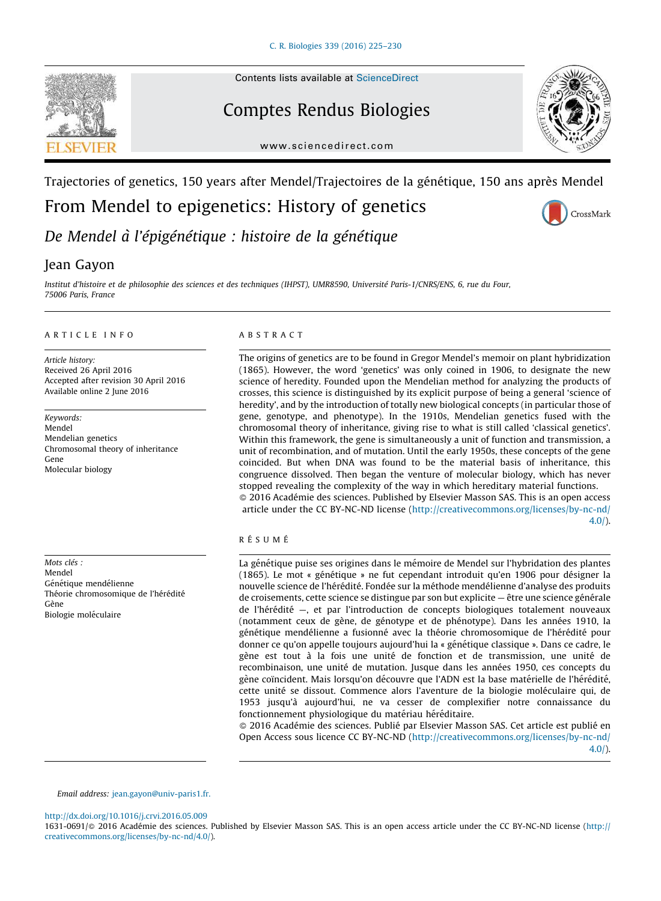Trajectories of genetics, 150 years after Mendel/Trajectoires de la génétique, 150 ans après Mendel

# From Mendel to epigenetics: History of genetics

## *De Mendel à l'épigénétique : histoire de la génétique*

Jean Gayon

*Institut d'histoire et de philosophie des sciences et des techniques (IHPST), UMR8590, Université Paris-1/CNRS/ENS, 6, rue du Four, 75006 Paris, France*

---

**ARTICLE INFO**

*Article history:*
Received 26 April 2016
Accepted after revision 30 April 2016
Available online 2 June 2016

*Keywords:*
Mendel
Mendelian genetics
Chromosomal theory of inheritance
Gene
Molecular biology

*Mots clés :*
Mendel
Génétique mendélienne
Théorie chromosomique de l'hérédité
Gène
Biologie moléculaire

**ABSTRACT**

The origins of genetics are to be found in Gregor Mendel's memoir on plant hybridization (1865). However, the word 'genetics' was only coined in 1906, to designate the new science of heredity. Founded upon the Mendelian method for analyzing the products of crosses, this science is distinguished by its explicit purpose of being a general 'science of heredity', and by the introduction of totally new biological concepts (in particular those of gene, genotype, and phenotype). In the 1910s, Mendelian genetics fused with the chromosomal theory of inheritance, giving rise to what is still called 'classical genetics'. Within this framework, the gene is simultaneously a unit of function and transmission, a unit of recombination, and of mutation. Until the early 1950s, these concepts of the gene coincided. But when DNA was found to be the material basis of inheritance, this congruence dissolved. Then began the venture of molecular biology, which has never stopped revealing the complexity of the way in which hereditary material functions.

© 2016 Académie des sciences. Published by Elsevier Masson SAS. This is an open access article under the CC BY-NC-ND license (http://creativecommons.org/licenses/by-nc-nd/4.0/).

**RÉSUMÉ**

La génétique puise ses origines dans le mémoire de Mendel sur l'hybridation des plantes (1865). Le mot « génétique » ne fut cependant introduit qu'en 1906 pour désigner la nouvelle science de l'hérédité. Fondée sur la méthode mendélienne d'analyse des produits de croisements, cette science se distingue par son but explicite — être une science générale de l'hérédité —, et par l'introduction de concepts biologiques totalement nouveaux (notamment ceux de gène, de génotype et de phénotype). Dans les années 1910, la génétique mendélienne a fusionné avec la théorie chromosomique de l'hérédité pour donner ce qu'on appelle toujours aujourd'hui la « génétique classique ». Dans ce cadre, le gène est tout à la fois une unité de fonction et de transmission, une unité de recombinaison, une unité de mutation. Jusque dans les années 1950, ces concepts du gène coïncident. Mais lorsqu'on découvre que l'ADN est la base matérielle de l'hérédité, cette unité se dissout. Commence alors l'aventure de la biologie moléculaire qui, de 1953 jusqu'à aujourd'hui, ne va cesser de complexifier notre connaissance du fonctionnement physiologique du matériau héréditaire.

© 2016 Académie des sciences. Publié par Elsevier Masson SAS. Cet article est publié en Open Access sous licence CC BY-NC-ND (http://creativecommons.org/licenses/by-nc-nd/4.0/).

---

Email address: jean.gayon@univ-paris1.fr.

http://dx.doi.org/10.1016/j.crvi.2016.05.009
1631-0691/© 2016 Académie des sciences. Published by Elsevier Masson SAS. This is an open access article under the CC BY-NC-ND license (http://creativecommons.org/licenses/by-nc-nd/4.0/).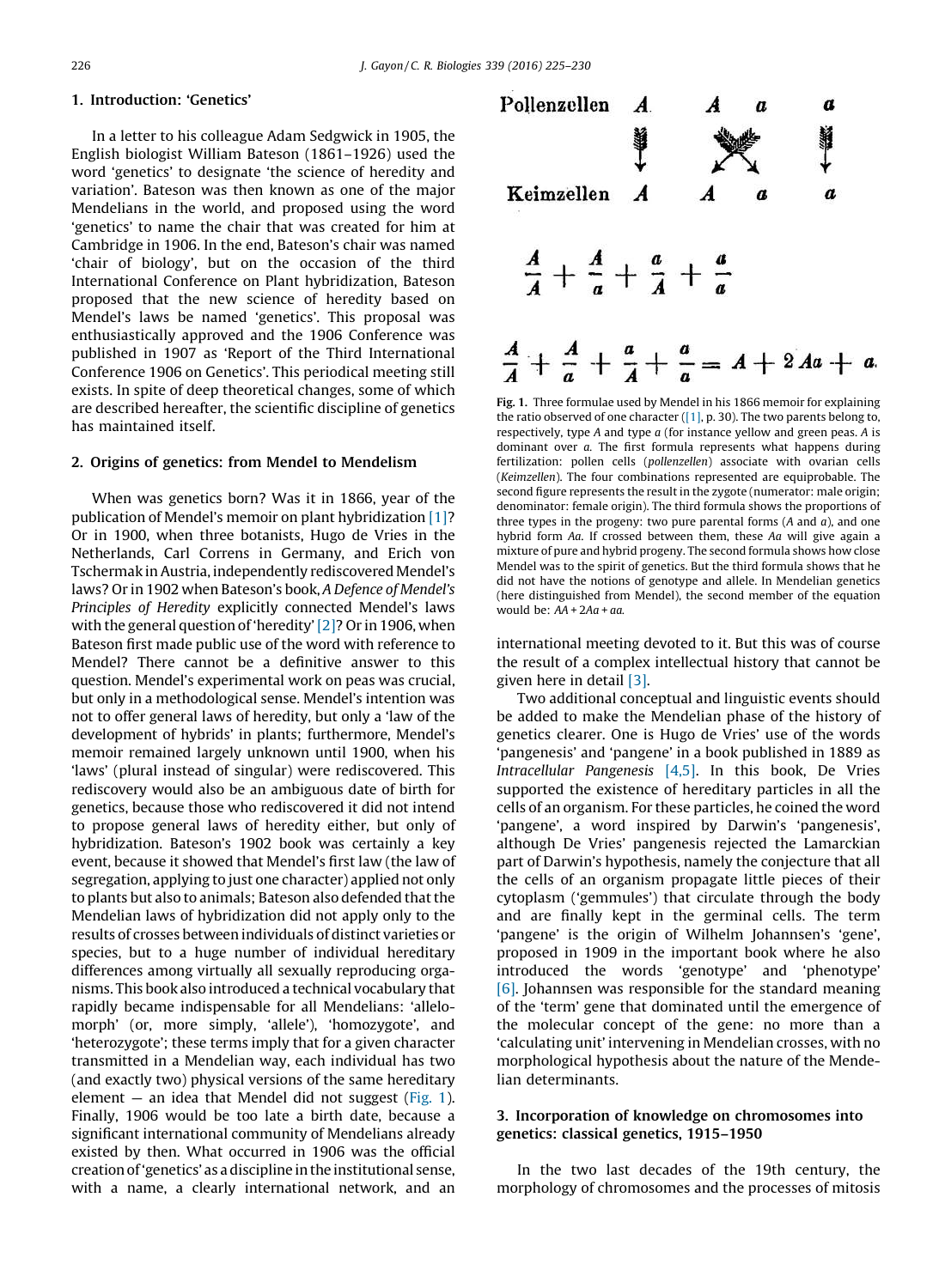## 1. Introduction: 'Genetics'

In a letter to his colleague Adam Sedgwick in 1905, the English biologist William Bateson (1861–1926) used the word 'genetics' to designate 'the science of heredity and variation'. Bateson was then known as one of the major Mendelians in the world, and proposed using the word 'genetics' to name the chair that was created for him at Cambridge in 1906. In the end, Bateson's chair was named 'chair of biology', but on the occasion of the third International Conference on Plant hybridization, Bateson proposed that the new science of heredity based on Mendel's laws be named 'genetics'. This proposal was enthusiastically approved and the 1906 Conference was published in 1907 as 'Report of the Third International Conference 1906 on Genetics'. This periodical meeting still exists. In spite of deep theoretical changes, some of which are described hereafter, the scientific discipline of genetics has maintained itself.

## 2. Origins of genetics: from Mendel to Mendelism

When was genetics born? Was it in 1866, year of the publication of Mendel's memoir on plant hybridization [1]? Or in 1900, when three botanists, Hugo de Vries in the Netherlands, Carl Correns in Germany, and Erich von Tschermak in Austria, independently rediscovered Mendel's laws? Or in 1902 when Bateson's book, *A Defence of Mendel's Principles of Heredity* explicitly connected Mendel's laws with the general question of 'heredity' [2]? Or in 1906, when Bateson first made public use of the word with reference to Mendel? There cannot be a definitive answer to this question. Mendel's experimental work on peas was crucial, but only in a methodological sense. Mendel's intention was not to offer general laws of heredity, but only a 'law of the development of hybrids' in plants; furthermore, Mendel's memoir remained largely unknown until 1900, when his 'laws' (plural instead of singular) were rediscovered. This rediscovery would also be an ambiguous date of birth for genetics, because those who rediscovered it did not intend to propose general laws of heredity either, but only of hybridization. Bateson's 1902 book was certainly a key event, because it showed that Mendel's first law (the law of segregation, applying to just one character) applied not only to plants but also to animals; Bateson also defended that the Mendelian laws of hybridization did not apply only to the results of crosses between individuals of distinct varieties or species, but to a huge number of individual hereditary differences among virtually all sexually reproducing organisms. This book also introduced a technical vocabulary that rapidly became indispensable for all Mendelians: 'allelomorph' (or, more simply, 'allele'), 'homozygote', and 'heterozygote'; these terms imply that for a given character transmitted in a Mendelian way, each individual has two (and exactly two) physical versions of the same hereditary element — an idea that Mendel did not suggest (Fig. 1). Finally, 1906 would be too late a birth date, because a significant international community of Mendelians already existed by then. What occurred in 1906 was the official creation of 'genetics' as a discipline in the institutional sense, with a name, a clearly international network, and an international meeting devoted to it. But this was of course the result of a complex intellectual history that cannot be given here in detail [3].

| Pollenzellen | $A$ | $A$ | $a$ | $a$ |
|---|---|---|---|---|
| Keimzellen | $A$ | $A$ | $a$ | $a$ |

$$\frac{A}{A} + \frac{A}{a} + \frac{a}{A} + \frac{a}{a}$$

$$\frac{A}{A} + \frac{A}{a} + \frac{a}{A} + \frac{a}{a} = A + 2\,Aa + a.$$

**Fig. 1.** Three formulae used by Mendel in his 1866 memoir for explaining the ratio observed of one character ([1], p. 30). The two parents belong to, respectively, type $A$ and type $a$ (for instance yellow and green peas. $A$ is dominant over $a$. The first formula represents what happens during fertilization: pollen cells (*pollenzellen*) associate with ovarian cells (*Keimzellen*). The four combinations represented are equiprobable. The second figure represents the result in the zygote (numerator: male origin; denominator: female origin). The third formula shows the proportions of three types in the progeny: two pure parental forms ($A$ and $a$), and one hybrid form $Aa$. If crossed between them, these $Aa$ will give again a mixture of pure and hybrid progeny. The second formula shows how close Mendel was to the spirit of genetics. But the third formula shows that he did not have the notions of genotype and allele. In Mendelian genetics (here distinguished from Mendel), the second member of the equation would be: $AA + 2Aa + aa$.

Two additional conceptual and linguistic events should be added to make the Mendelian phase of the history of genetics clearer. One is Hugo de Vries' use of the words 'pangenesis' and 'pangene' in a book published in 1889 as *Intracellular Pangenesis* [4,5]. In this book, De Vries supported the existence of hereditary particles in all the cells of an organism. For these particles, he coined the word 'pangene', a word inspired by Darwin's 'pangenesis', although De Vries' pangenesis rejected the Lamarckian part of Darwin's hypothesis, namely the conjecture that all the cells of an organism propagate little pieces of their cytoplasm ('gemmules') that circulate through the body and are finally kept in the germinal cells. The term 'pangene' is the origin of Wilhelm Johannsen's 'gene', proposed in 1909 in the important book where he also introduced the words 'genotype' and 'phenotype' [6]. Johannsen was responsible for the standard meaning of the 'term' gene that dominated until the emergence of the molecular concept of the gene: no more than a 'calculating unit' intervening in Mendelian crosses, with no morphological hypothesis about the nature of the Mendelian determinants.

## 3. Incorporation of knowledge on chromosomes into genetics: classical genetics, 1915–1950

In the two last decades of the 19th century, the morphology of chromosomes and the processes of mitosis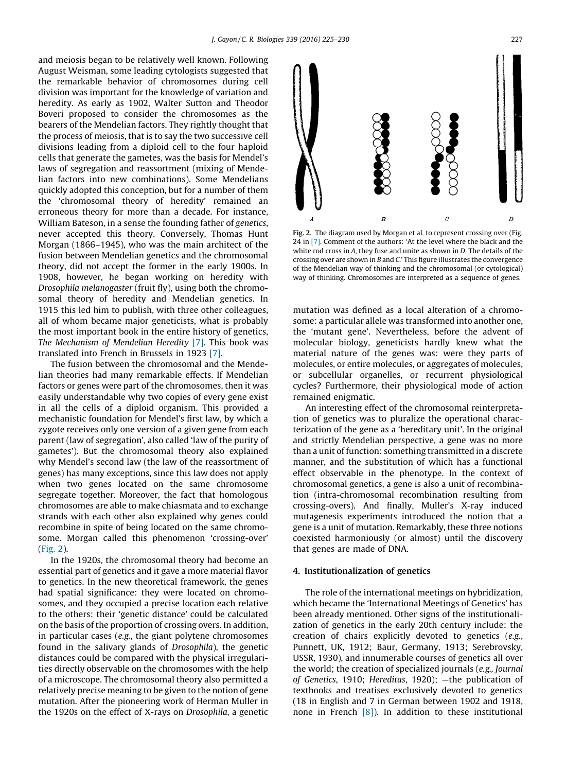and meiosis began to be relatively well known. Following August Weisman, some leading cytologists suggested that the remarkable behavior of chromosomes during cell division was important for the knowledge of variation and heredity. As early as 1902, Walter Sutton and Theodor Boveri proposed to consider the chromosomes as the bearers of the Mendelian factors. They rightly thought that the process of meiosis, that is to say the two successive cell divisions leading from a diploid cell to the four haploid cells that generate the gametes, was the basis for Mendel's laws of segregation and reassortment (mixing of Mendelian factors into new combinations). Some Mendelians quickly adopted this conception, but for a number of them the 'chromosomal theory of heredity' remained an erroneous theory for more than a decade. For instance, William Bateson, in a sense the founding father of *genetics*, never accepted this theory. Conversely, Thomas Hunt Morgan (1866–1945), who was the main architect of the fusion between Mendelian genetics and the chromosomal theory, did not accept the former in the early 1900s. In 1908, however, he began working on heredity with *Drosophila melanogaster* (fruit fly), using both the chromosomal theory of heredity and Mendelian genetics. In 1915 this led him to publish, with three other colleagues, all of whom became major geneticists, what is probably the most important book in the entire history of genetics, *The Mechanism of Mendelian Heredity* [7]. This book was translated into French in Brussels in 1923 [7].

The fusion between the chromosomal and the Mendelian theories had many remarkable effects. If Mendelian factors or genes were part of the chromosomes, then it was easily understandable why two copies of every gene exist in all the cells of a diploid organism. This provided a mechanistic foundation for Mendel's first law, by which a zygote receives only one version of a given gene from each parent (law of segregation', also called 'law of the purity of gametes'). But the chromosomal theory also explained why Mendel's second law (the law of the reassortment of genes) has many exceptions, since this law does not apply when two genes located on the same chromosome segregate together. Moreover, the fact that homologous chromosomes are able to make chiasmata and to exchange strands with each other also explained why genes could recombine in spite of being located on the same chromosome. Morgan called this phenomenon 'crossing-over' (Fig. 2).

Fig. 2. The diagram used by Morgan et al. to represent crossing over (Fig. 24 in [7]. Comment of the authors: 'At the level where the black and the white rod cross in *A*, they fuse and unite as shown in *D*. The details of the crossing over are shown in *B* and *C*.' This figure illustrates the convergence of the Mendelian way of thinking and the chromosomal (or cytological) way of thinking. Chromosomes are interpreted as a sequence of genes.

In the 1920s, the chromosomal theory had become an essential part of genetics and it gave a more material flavor to genetics. In the new theoretical framework, the genes had spatial significance: they were located on chromosomes, and they occupied a precise location each relative to the others: their 'genetic distance' could be calculated on the basis of the proportion of crossing overs. In addition, in particular cases (*e.g.*, the giant polytene chromosomes found in the salivary glands of *Drosophila*), the genetic distances could be compared with the physical irregularities directly observable on the chromosomes with the help of a microscope. The chromosomal theory also permitted a relatively precise meaning to be given to the notion of gene mutation. After the pioneering work of Herman Muller in the 1920s on the effect of X-rays on *Drosophila*, a genetic mutation was defined as a local alteration of a chromosome: a particular allele was transformed into another one, the 'mutant gene'. Nevertheless, before the advent of molecular biology, geneticists hardly knew what the material nature of the genes was: were they parts of molecules, or entire molecules, or aggregates of molecules, or subcellular organelles, or recurrent physiological cycles? Furthermore, their physiological mode of action remained enigmatic.

An interesting effect of the chromosomal reinterpretation of genetics was to pluralize the operational characterization of the gene as a 'hereditary unit'. In the original and strictly Mendelian perspective, a gene was no more than a unit of function: something transmitted in a discrete manner, and the substitution of which has a functional effect observable in the phenotype. In the context of chromosomal genetics, a gene is also a unit of recombination (intra-chromosomal recombination resulting from crossing-overs). And finally, Muller's X-ray induced mutagenesis experiments introduced the notion that a gene is a unit of mutation. Remarkably, these three notions coexisted harmoniously (or almost) until the discovery that genes are made of DNA.

## 4. Institutionalization of genetics

The role of the international meetings on hybridization, which became the 'International Meetings of Genetics' has been already mentioned. Other signs of the institutionalization of genetics in the early 20th century include: the creation of chairs explicitly devoted to genetics (*e.g.*, Punnett, UK, 1912; Baur, Germany, 1913; Serebrovsky, USSR, 1930), and innumerable courses of genetics all over the world; the creation of specialized journals (*e.g., Journal of Genetics*, 1910; *Hereditas*, 1920); —the publication of textbooks and treatises exclusively devoted to genetics (18 in English and 7 in German between 1902 and 1918, none in French [8]). In addition to these institutional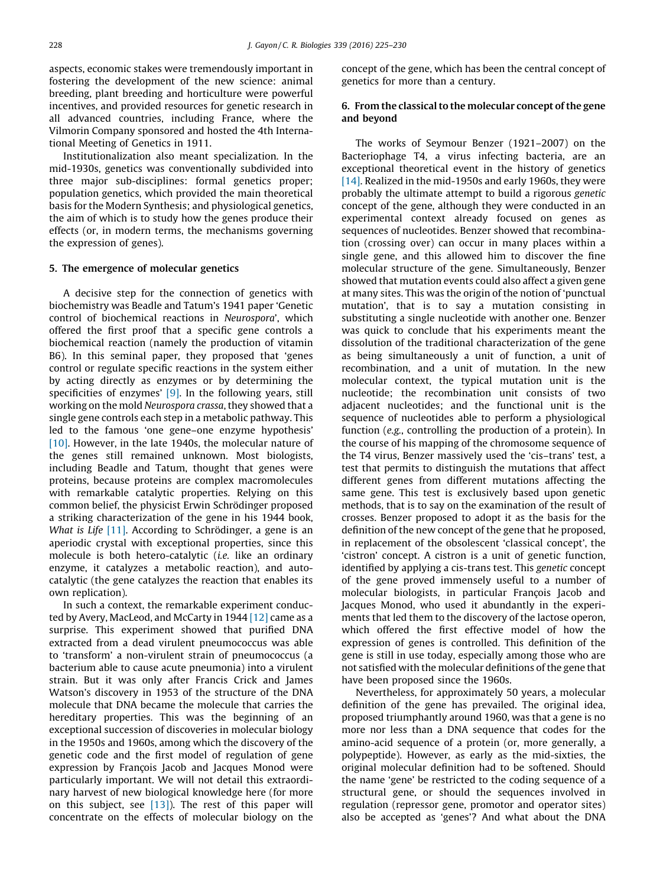aspects, economic stakes were tremendously important in fostering the development of the new science: animal breeding, plant breeding and horticulture were powerful incentives, and provided resources for genetic research in all advanced countries, including France, where the Vilmorin Company sponsored and hosted the 4th International Meeting of Genetics in 1911.

Institutionalization also meant specialization. In the mid-1930s, genetics was conventionally subdivided into three major sub-disciplines: formal genetics proper; population genetics, which provided the main theoretical basis for the Modern Synthesis; and physiological genetics, the aim of which is to study how the genes produce their effects (or, in modern terms, the mechanisms governing the expression of genes).

## 5. The emergence of molecular genetics

A decisive step for the connection of genetics with biochemistry was Beadle and Tatum's 1941 paper 'Genetic control of biochemical reactions in *Neurospora*', which offered the first proof that a specific gene controls a biochemical reaction (namely the production of vitamin B6). In this seminal paper, they proposed that 'genes control or regulate specific reactions in the system either by acting directly as enzymes or by determining the specificities of enzymes' [9]. In the following years, still working on the mold *Neurospora crassa*, they showed that a single gene controls each step in a metabolic pathway. This led to the famous 'one gene–one enzyme hypothesis' [10]. However, in the late 1940s, the molecular nature of the genes still remained unknown. Most biologists, including Beadle and Tatum, thought that genes were proteins, because proteins are complex macromolecules with remarkable catalytic properties. Relying on this common belief, the physicist Erwin Schrödinger proposed a striking characterization of the gene in his 1944 book, *What is Life* [11]. According to Schrödinger, a gene is an aperiodic crystal with exceptional properties, since this molecule is both hetero-catalytic (*i.e.* like an ordinary enzyme, it catalyzes a metabolic reaction), and auto-catalytic (the gene catalyzes the reaction that enables its own replication).

In such a context, the remarkable experiment conducted by Avery, MacLeod, and McCarty in 1944 [12] came as a surprise. This experiment showed that purified DNA extracted from a dead virulent pneumococcus was able to 'transform' a non-virulent strain of pneumococcus (a bacterium able to cause acute pneumonia) into a virulent strain. But it was only after Francis Crick and James Watson's discovery in 1953 of the structure of the DNA molecule that DNA became the molecule that carries the hereditary properties. This was the beginning of an exceptional succession of discoveries in molecular biology in the 1950s and 1960s, among which the discovery of the genetic code and the first model of regulation of gene expression by François Jacob and Jacques Monod were particularly important. We will not detail this extraordinary harvest of new biological knowledge here (for more on this subject, see [13]). The rest of this paper will concentrate on the effects of molecular biology on the concept of the gene, which has been the central concept of genetics for more than a century.

## 6. From the classical to the molecular concept of the gene and beyond

The works of Seymour Benzer (1921–2007) on the Bacteriophage T4, a virus infecting bacteria, are an exceptional theoretical event in the history of genetics [14]. Realized in the mid-1950s and early 1960s, they were probably the ultimate attempt to build a rigorous *genetic* concept of the gene, although they were conducted in an experimental context already focused on genes as sequences of nucleotides. Benzer showed that recombination (crossing over) can occur in many places within a single gene, and this allowed him to discover the fine molecular structure of the gene. Simultaneously, Benzer showed that mutation events could also affect a given gene at many sites. This was the origin of the notion of 'punctual mutation', that is to say a mutation consisting in substituting a single nucleotide with another one. Benzer was quick to conclude that his experiments meant the dissolution of the traditional characterization of the gene as being simultaneously a unit of function, a unit of recombination, and a unit of mutation. In the new molecular context, the typical mutation unit is the nucleotide; the recombination unit consists of two adjacent nucleotides; and the functional unit is the sequence of nucleotides able to perform a physiological function (*e.g.*, controlling the production of a protein). In the course of his mapping of the chromosome sequence of the T4 virus, Benzer massively used the 'cis–trans' test, a test that permits to distinguish the mutations that affect different genes from different mutations affecting the same gene. This test is exclusively based upon genetic methods, that is to say on the examination of the result of crosses. Benzer proposed to adopt it as the basis for the definition of the new concept of the gene that he proposed, in replacement of the obsolescent 'classical concept', the 'cistron' concept. A cistron is a unit of genetic function, identified by applying a cis-trans test. This *genetic* concept of the gene proved immensely useful to a number of molecular biologists, in particular François Jacob and Jacques Monod, who used it abundantly in the experiments that led them to the discovery of the lactose operon, which offered the first effective model of how the expression of genes is controlled. This definition of the gene is still in use today, especially among those who are not satisfied with the molecular definitions of the gene that have been proposed since the 1960s.

Nevertheless, for approximately 50 years, a molecular definition of the gene has prevailed. The original idea, proposed triumphantly around 1960, was that a gene is no more nor less than a DNA sequence that codes for the amino-acid sequence of a protein (or, more generally, a polypeptide). However, as early as the mid-sixties, the original molecular definition had to be softened. Should the name 'gene' be restricted to the coding sequence of a structural gene, or should the sequences involved in regulation (repressor gene, promotor and operator sites) also be accepted as 'genes'? And what about the DNA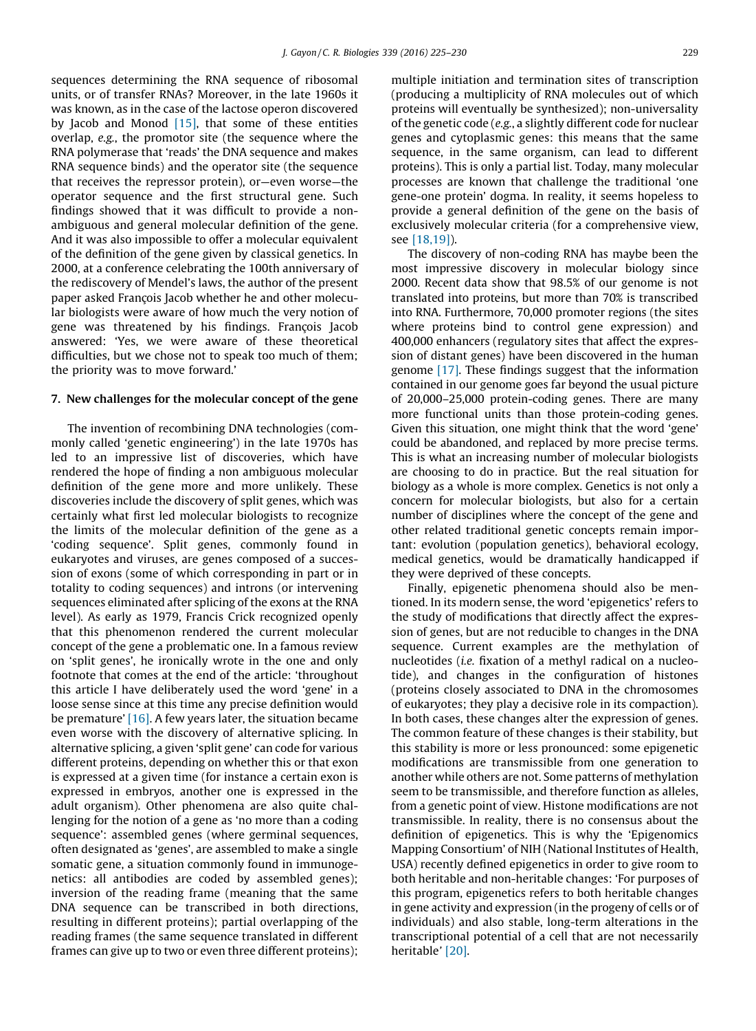sequences determining the RNA sequence of ribosomal units, or of transfer RNAs? Moreover, in the late 1960s it was known, as in the case of the lactose operon discovered by Jacob and Monod [15], that some of these entities overlap, *e.g.*, the promotor site (the sequence where the RNA polymerase that 'reads' the DNA sequence and makes RNA sequence binds) and the operator site (the sequence that receives the repressor protein), or—even worse—the operator sequence and the first structural gene. Such findings showed that it was difficult to provide a non-ambiguous and general molecular definition of the gene. And it was also impossible to offer a molecular equivalent of the definition of the gene given by classical genetics. In 2000, at a conference celebrating the 100th anniversary of the rediscovery of Mendel's laws, the author of the present paper asked François Jacob whether he and other molecular biologists were aware of how much the very notion of gene was threatened by his findings. François Jacob answered: 'Yes, we were aware of these theoretical difficulties, but we chose not to speak too much of them; the priority was to move forward.'

## 7. New challenges for the molecular concept of the gene

The invention of recombining DNA technologies (commonly called 'genetic engineering') in the late 1970s has led to an impressive list of discoveries, which have rendered the hope of finding a non ambiguous molecular definition of the gene more and more unlikely. These discoveries include the discovery of split genes, which was certainly what first led molecular biologists to recognize the limits of the molecular definition of the gene as a 'coding sequence'. Split genes, commonly found in eukaryotes and viruses, are genes composed of a succession of exons (some of which corresponding in part or in totality to coding sequences) and introns (or intervening sequences eliminated after splicing of the exons at the RNA level). As early as 1979, Francis Crick recognized openly that this phenomenon rendered the current molecular concept of the gene a problematic one. In a famous review on 'split genes', he ironically wrote in the one and only footnote that comes at the end of the article: 'throughout this article I have deliberately used the word 'gene' in a loose sense since at this time any precise definition would be premature' [16]. A few years later, the situation became even worse with the discovery of alternative splicing. In alternative splicing, a given 'split gene' can code for various different proteins, depending on whether this or that exon is expressed at a given time (for instance a certain exon is expressed in embryos, another one is expressed in the adult organism). Other phenomena are also quite challenging for the notion of a gene as 'no more than a coding sequence': assembled genes (where germinal sequences, often designated as 'genes', are assembled to make a single somatic gene, a situation commonly found in immunogenetics: all antibodies are coded by assembled genes); inversion of the reading frame (meaning that the same DNA sequence can be transcribed in both directions, resulting in different proteins); partial overlapping of the reading frames (the same sequence translated in different frames can give up to two or even three different proteins); multiple initiation and termination sites of transcription (producing a multiplicity of RNA molecules out of which proteins will eventually be synthesized); non-universality of the genetic code (*e.g.*, a slightly different code for nuclear genes and cytoplasmic genes: this means that the same sequence, in the same organism, can lead to different proteins). This is only a partial list. Today, many molecular processes are known that challenge the traditional 'one gene-one protein' dogma. In reality, it seems hopeless to provide a general definition of the gene on the basis of exclusively molecular criteria (for a comprehensive view, see [18,19]).

The discovery of non-coding RNA has maybe been the most impressive discovery in molecular biology since 2000. Recent data show that 98.5% of our genome is not translated into proteins, but more than 70% is transcribed into RNA. Furthermore, 70,000 promoter regions (the sites where proteins bind to control gene expression) and 400,000 enhancers (regulatory sites that affect the expression of distant genes) have been discovered in the human genome [17]. These findings suggest that the information contained in our genome goes far beyond the usual picture of 20,000–25,000 protein-coding genes. There are many more functional units than those protein-coding genes. Given this situation, one might think that the word 'gene' could be abandoned, and replaced by more precise terms. This is what an increasing number of molecular biologists are choosing to do in practice. But the real situation for biology as a whole is more complex. Genetics is not only a concern for molecular biologists, but also for a certain number of disciplines where the concept of the gene and other related traditional genetic concepts remain important: evolution (population genetics), behavioral ecology, medical genetics, would be dramatically handicapped if they were deprived of these concepts.

Finally, epigenetic phenomena should also be mentioned. In its modern sense, the word 'epigenetics' refers to the study of modifications that directly affect the expression of genes, but are not reducible to changes in the DNA sequence. Current examples are the methylation of nucleotides (*i.e.* fixation of a methyl radical on a nucleotide), and changes in the configuration of histones (proteins closely associated to DNA in the chromosomes of eukaryotes; they play a decisive role in its compaction). In both cases, these changes alter the expression of genes. The common feature of these changes is their stability, but this stability is more or less pronounced: some epigenetic modifications are transmissible from one generation to another while others are not. Some patterns of methylation seem to be transmissible, and therefore function as alleles, from a genetic point of view. Histone modifications are not transmissible. In reality, there is no consensus about the definition of epigenetics. This is why the 'Epigenomics Mapping Consortium' of NIH (National Institutes of Health, USA) recently defined epigenetics in order to give room to both heritable and non-heritable changes: 'For purposes of this program, epigenetics refers to both heritable changes in gene activity and expression (in the progeny of cells or of individuals) and also stable, long-term alterations in the transcriptional potential of a cell that are not necessarily heritable' [20].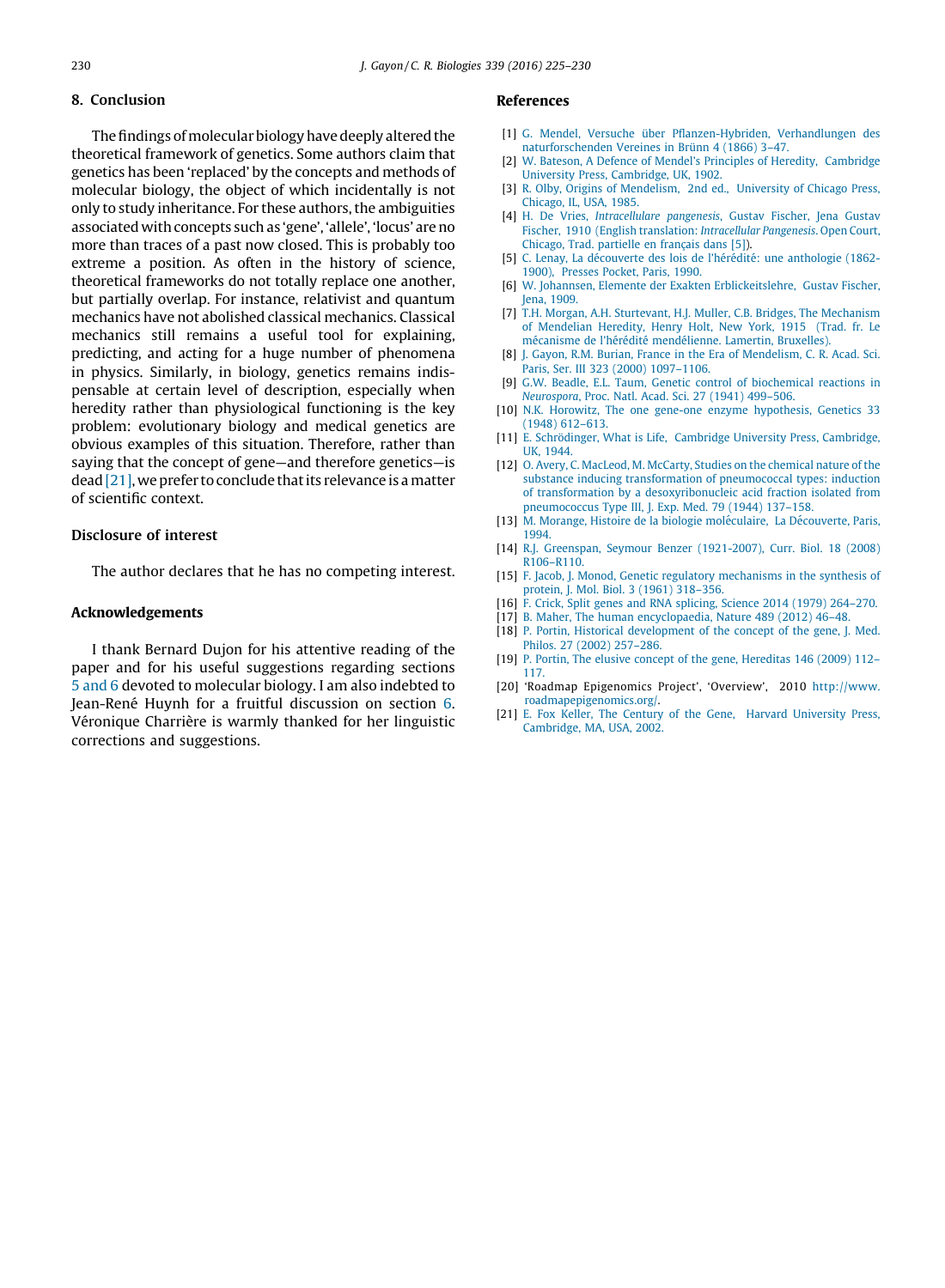## 8. Conclusion

The findings of molecular biology have deeply altered the theoretical framework of genetics. Some authors claim that genetics has been 'replaced' by the concepts and methods of molecular biology, the object of which incidentally is not only to study inheritance. For these authors, the ambiguities associated with concepts such as 'gene', 'allele', 'locus' are no more than traces of a past now closed. This is probably too extreme a position. As often in the history of science, theoretical frameworks do not totally replace one another, but partially overlap. For instance, relativist and quantum mechanics have not abolished classical mechanics. Classical mechanics still remains a useful tool for explaining, predicting, and acting for a huge number of phenomena in physics. Similarly, in biology, genetics remains indispensable at certain level of description, especially when heredity rather than physiological functioning is the key problem: evolutionary biology and medical genetics are obvious examples of this situation. Therefore, rather than saying that the concept of gene—and therefore genetics—is dead [21], we prefer to conclude that its relevance is a matter of scientific context.

## Disclosure of interest

The author declares that he has no competing interest.

## Acknowledgements

I thank Bernard Dujon for his attentive reading of the paper and for his useful suggestions regarding sections 5 and 6 devoted to molecular biology. I am also indebted to Jean-René Huynh for a fruitful discussion on section 6. Véronique Charrière is warmly thanked for her linguistic corrections and suggestions.

## References

[1] G. Mendel, Versuche über Pflanzen-Hybriden, Verhandlungen des naturforschenden Vereines in Brünn 4 (1866) 3–47.

[2] W. Bateson, A Defence of Mendel's Principles of Heredity, Cambridge University Press, Cambridge, UK, 1902.

[3] R. Olby, Origins of Mendelism, 2nd ed., University of Chicago Press, Chicago, IL, USA, 1985.

[4] H. De Vries, *Intracellulare pangenesis*, Gustav Fischer, Jena Gustav Fischer, 1910 (English translation: *Intracellular Pangenesis*. Open Court, Chicago, Trad. partielle en français dans [5]).

[5] C. Lenay, La découverte des lois de l'hérédité: une anthologie (1862-1900), Presses Pocket, Paris, 1990.

[6] W. Johannsen, Elemente der Exakten Erblickeitslehre, Gustav Fischer, Jena, 1909.

[7] T.H. Morgan, A.H. Sturtevant, H.J. Muller, C.B. Bridges, The Mechanism of Mendelian Heredity, Henry Holt, New York, 1915 (Trad. fr. Le mécanisme de l'hérédité mendélienne. Lamertin, Bruxelles).

[8] J. Gayon, R.M. Burian, France in the Era of Mendelism, C. R. Acad. Sci. Paris, Ser. III 323 (2000) 1097–1106.

[9] G.W. Beadle, E.L. Taum, Genetic control of biochemical reactions in *Neurospora*, Proc. Natl. Acad. Sci. 27 (1941) 499–506.

[10] N.K. Horowitz, The one gene-one enzyme hypothesis, Genetics 33 (1948) 612–613.

[11] E. Schrödinger, What is Life, Cambridge University Press, Cambridge, UK, 1944.

[12] O. Avery, C. MacLeod, M. McCarty, Studies on the chemical nature of the substance inducing transformation of pneumococcal types: induction of transformation by a desoxyribonucleic acid fraction isolated from pneumococcus Type III, J. Exp. Med. 79 (1944) 137–158.

[13] M. Morange, Histoire de la biologie moléculaire, La Découverte, Paris, 1994.

[14] R.J. Greenspan, Seymour Benzer (1921-2007), Curr. Biol. 18 (2008) R106–R110.

[15] F. Jacob, J. Monod, Genetic regulatory mechanisms in the synthesis of protein, J. Mol. Biol. 3 (1961) 318–356.

[16] F. Crick, Split genes and RNA splicing, Science 2014 (1979) 264–270.

[17] B. Maher, The human encyclopaedia, Nature 489 (2012) 46–48.

[18] P. Portin, Historical development of the concept of the gene, J. Med. Philos. 27 (2002) 257–286.

[19] P. Portin, The elusive concept of the gene, Hereditas 146 (2009) 112–117.

[20] 'Roadmap Epigenomics Project', 'Overview', 2010 http://www.roadmapepigenomics.org/.

[21] E. Fox Keller, The Century of the Gene, Harvard University Press, Cambridge, MA, USA, 2002.